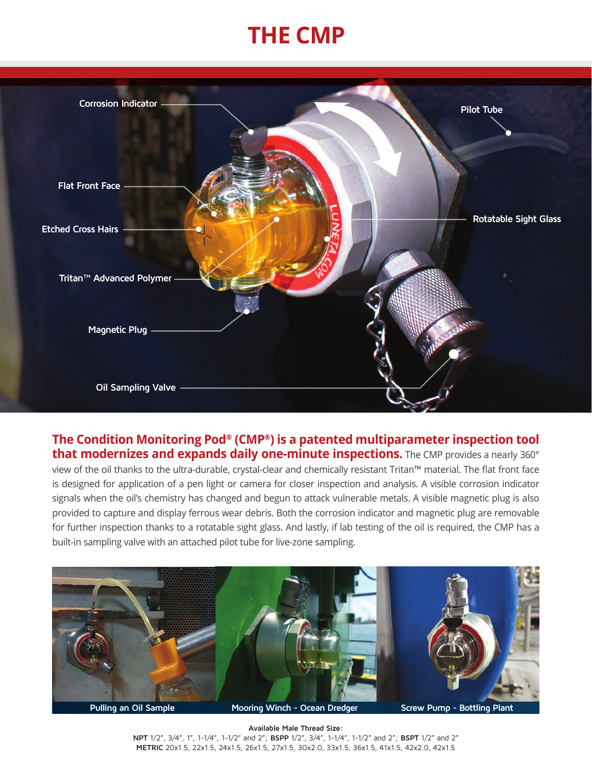# THE CMP

Corrosion Indicator

Pilot Tube

Flat Front Face

Rotatable Sight Glass

Etched Cross Hairs

Tritan™ Advanced Polymer

Magnetic Plug

Oil Sampling Valve

**The Condition Monitoring Pod® (CMP®) is a patented multiparameter inspection tool that modernizes and expands daily one-minute inspections.** The CMP provides a nearly 360° view of the oil thanks to the ultra-durable, crystal-clear and chemically resistant Tritan™ material. The flat front face is designed for application of a pen light or camera for closer inspection and analysis. A visible corrosion indicator signals when the oil's chemistry has changed and begun to attack vulnerable metals. A visible magnetic plug is also provided to capture and display ferrous wear debris. Both the corrosion indicator and magnetic plug are removable for further inspection thanks to a rotatable sight glass. And lastly, if lab testing of the oil is required, the CMP has a built-in sampling valve with an attached pilot tube for live-zone sampling.

Pulling an Oil Sample

Mooring Winch - Ocean Dredger

Screw Pump - Bottling Plant

**Available Male Thread Size:**

**NPT** 1/2", 3/4", 1", 1-1/4", 1-1/2" and 2"; **BSPP** 1/2", 3/4", 1-1/4", 1-1/2" and 2"; **BSPT** 1/2" and 2"
**METRIC** 20x1.5, 22x1.5, 24x1.5, 26x1.5, 27x1.5, 30x2.0, 33x1.5, 36x1.5, 41x1.5, 42x2.0, 42x1.5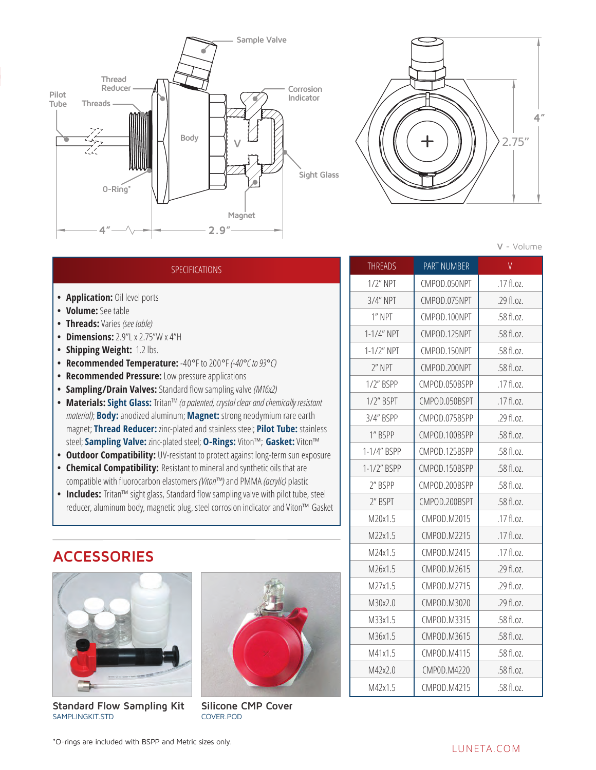Sample Valve
Thread Reducer
Pilot Tube
Threads
Corrosion Indicator
Body
V
Sight Glass
O-Ring*
Magnet
4″
2.9″
4″
2.75″

V - Volume

## SPECIFICATIONS

- **Application:** Oil level ports
- **Volume:** See table
- **Threads:** Varies *(see table)*
- **Dimensions:** 2.9"L x 2.75"W x 4"H
- **Shipping Weight:** 1.2 lbs.
- **Recommended Temperature:** -40°F to 200°F *(-40°C to 93°C)*
- **Recommended Pressure:** Low pressure applications
- **Sampling/Drain Valves:** Standard flow sampling valve *(M16x2)*
- **Materials: Sight Glass:** Tritan™ *(a patented, crystal clear and chemically resistant material)*; **Body:** anodized aluminum; **Magnet:** strong neodymium rare earth magnet; **Thread Reducer:** zinc-plated and stainless steel; **Pilot Tube:** stainless steel; **Sampling Valve:** zinc-plated steel; **O-Rings:** Viton™; **Gasket:** Viton™
- **Outdoor Compatibility:** UV-resistant to protect against long-term sun exposure
- **Chemical Compatibility:** Resistant to mineral and synthetic oils that are compatible with fluorocarbon elastomers *(Viton™)* and PMMA *(acrylic)* plastic
- **Includes:** Tritan™ sight glass, Standard flow sampling valve with pilot tube, steel reducer, aluminum body, magnetic plug, steel corrosion indicator and Viton™ Gasket

| THREADS | PART NUMBER | V |
|---|---|---|
| 1/2" NPT | CMPOD.050NPT | .17 fl.oz. |
| 3/4" NPT | CMPOD.075NPT | .29 fl.oz. |
| 1" NPT | CMPOD.100NPT | .58 fl.oz. |
| 1-1/4" NPT | CMPOD.125NPT | .58 fl.oz. |
| 1-1/2" NPT | CMPOD.150NPT | .58 fl.oz. |
| 2" NPT | CMPOD.200NPT | .58 fl.oz. |
| 1/2" BSPP | CMPOD.050BSPP | .17 fl.oz. |
| 1/2" BSPT | CMPOD.050BSPT | .17 fl.oz. |
| 3/4" BSPP | CMPOD.075BSPP | .29 fl.oz. |
| 1" BSPP | CMPOD.100BSPP | .58 fl.oz. |
| 1-1/4" BSPP | CMPOD.125BSPP | .58 fl.oz. |
| 1-1/2" BSPP | CMPOD.150BSPP | .58 fl.oz. |
| 2" BSPP | CMPOD.200BSPP | .58 fl.oz. |
| 2" BSPT | CMPOD.200BSPT | .58 fl.oz. |
| M20x1.5 | CMPOD.M2015 | .17 fl.oz. |
| M22x1.5 | CMPOD.M2215 | .17 fl.oz. |
| M24x1.5 | CMPOD.M2415 | .17 fl.oz. |
| M26x1.5 | CMPOD.M2615 | .29 fl.oz. |
| M27x1.5 | CMPOD.M2715 | .29 fl.oz. |
| M30x2.0 | CMPOD.M3020 | .29 fl.oz. |
| M33x1.5 | CMPOD.M3315 | .58 fl.oz. |
| M36x1.5 | CMPOD.M3615 | .58 fl.oz. |
| M41x1.5 | CMPOD.M4115 | .58 fl.oz. |
| M42x2.0 | CMPOD.M4220 | .58 fl.oz. |
| M42x1.5 | CMPOD.M4215 | .58 fl.oz. |

## ACCESSORIES

**Standard Flow Sampling Kit**
SAMPLINGKIT.STD

**Silicone CMP Cover**
COVER.POD

*O-rings are included with BSPP and Metric sizes only.

LUNETA.COM